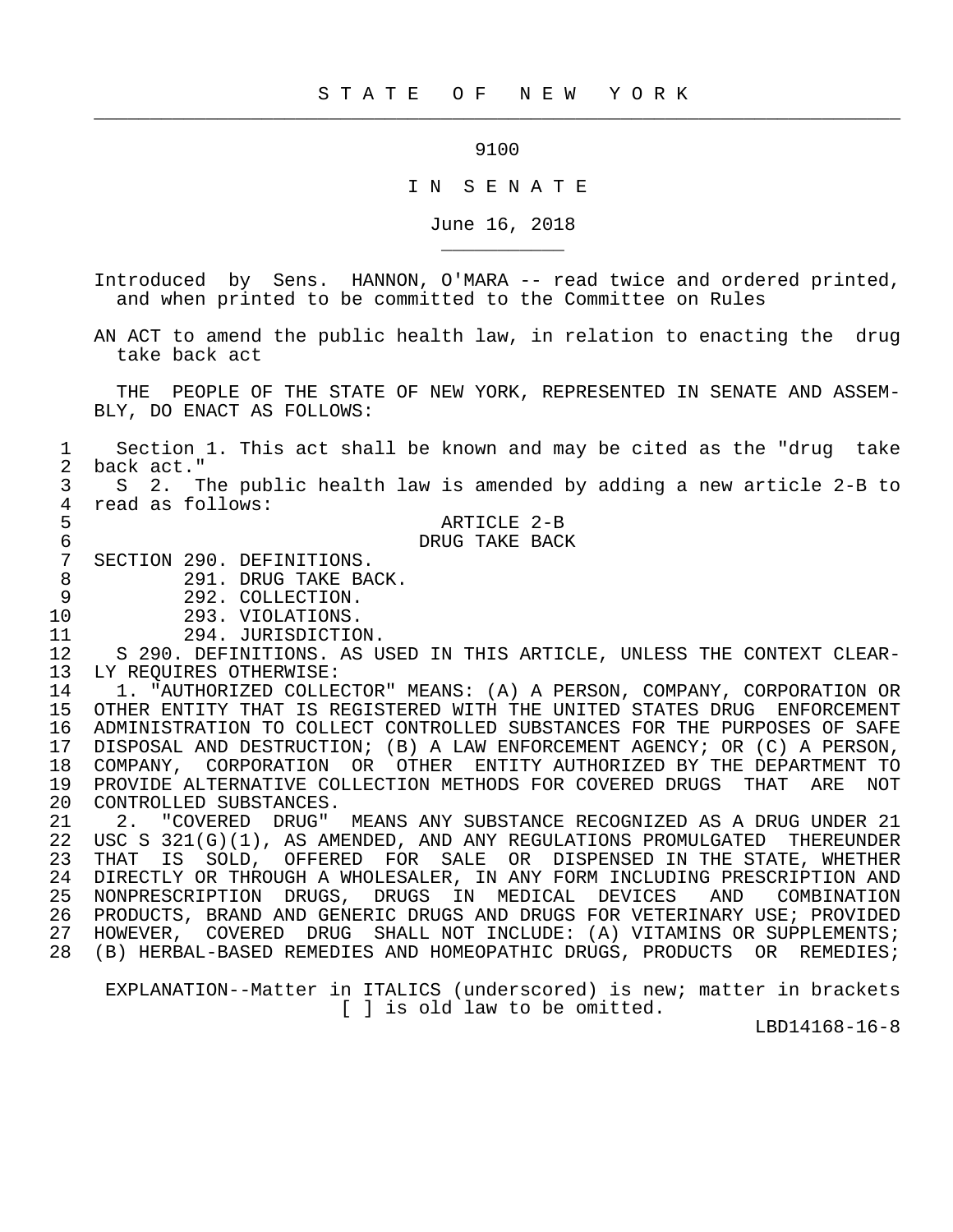# S T A T E O F N E W Y O R K

9100

I N S E N A T E

June 16, 2018

Introduced by Sens. HANNON, O'MARA -- read twice and ordered printed, and when printed to be committed to the Committee on Rules

AN ACT to amend the public health law, in relation to enacting the drug take back act

THE PEOPLE OF THE STATE OF NEW YORK, REPRESENTED IN SENATE AND ASSEMBLY, DO ENACT AS FOLLOWS:

1 Section 1. This act shall be known and may be cited as the "drug take
2 back act."
3 S 2. The public health law is amended by adding a new article 2-B to
4 read as follows:
5 ARTICLE 2-B
6 DRUG TAKE BACK
7 SECTION 290. DEFINITIONS.
8 291. DRUG TAKE BACK.
9 292. COLLECTION.
10 293. VIOLATIONS.
11 294. JURISDICTION.
12 S 290. DEFINITIONS. AS USED IN THIS ARTICLE, UNLESS THE CONTEXT CLEAR-
13 LY REQUIRES OTHERWISE:
14 1. "AUTHORIZED COLLECTOR" MEANS: (A) A PERSON, COMPANY, CORPORATION OR
15 OTHER ENTITY THAT IS REGISTERED WITH THE UNITED STATES DRUG ENFORCEMENT
16 ADMINISTRATION TO COLLECT CONTROLLED SUBSTANCES FOR THE PURPOSES OF SAFE
17 DISPOSAL AND DESTRUCTION; (B) A LAW ENFORCEMENT AGENCY; OR (C) A PERSON,
18 COMPANY, CORPORATION OR OTHER ENTITY AUTHORIZED BY THE DEPARTMENT TO
19 PROVIDE ALTERNATIVE COLLECTION METHODS FOR COVERED DRUGS THAT ARE NOT
20 CONTROLLED SUBSTANCES.
21 2. "COVERED DRUG" MEANS ANY SUBSTANCE RECOGNIZED AS A DRUG UNDER 21
22 USC S 321(G)(1), AS AMENDED, AND ANY REGULATIONS PROMULGATED THEREUNDER
23 THAT IS SOLD, OFFERED FOR SALE OR DISPENSED IN THE STATE, WHETHER
24 DIRECTLY OR THROUGH A WHOLESALER, IN ANY FORM INCLUDING PRESCRIPTION AND
25 NONPRESCRIPTION DRUGS, DRUGS IN MEDICAL DEVICES AND COMBINATION
26 PRODUCTS, BRAND AND GENERIC DRUGS AND DRUGS FOR VETERINARY USE; PROVIDED
27 HOWEVER, COVERED DRUG SHALL NOT INCLUDE: (A) VITAMINS OR SUPPLEMENTS;
28 (B) HERBAL-BASED REMEDIES AND HOMEOPATHIC DRUGS, PRODUCTS OR REMEDIES;

EXPLANATION--Matter in ITALICS (underscored) is new; matter in brackets [ ] is old law to be omitted.

LBD14168-16-8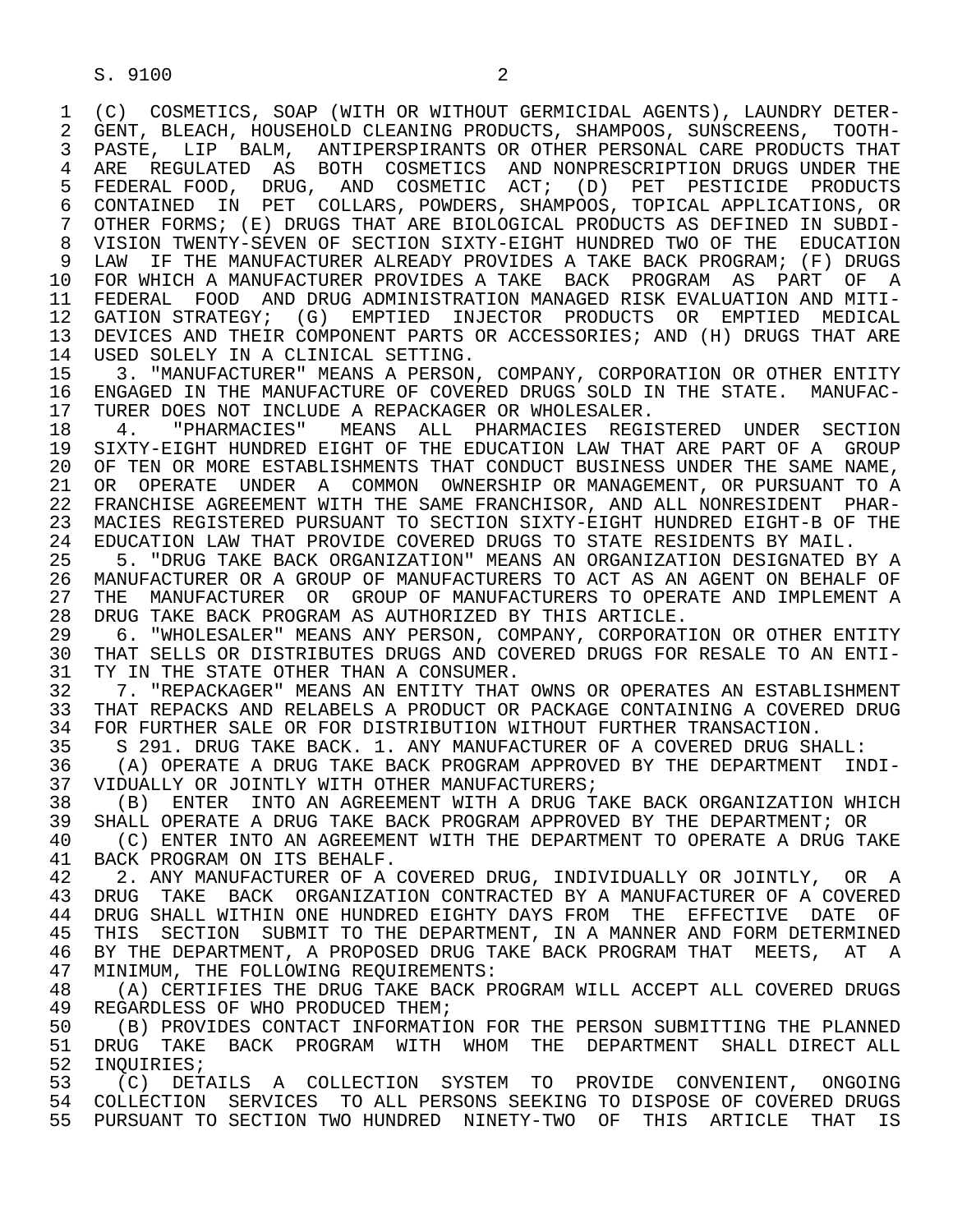(C) COSMETICS, SOAP (WITH OR WITHOUT GERMICIDAL AGENTS), LAUNDRY DETERGENT, BLEACH, HOUSEHOLD CLEANING PRODUCTS, SHAMPOOS, SUNSCREENS, TOOTHPASTE, LIP BALM, ANTIPERSPIRANTS OR OTHER PERSONAL CARE PRODUCTS THAT ARE REGULATED AS BOTH COSMETICS AND NONPRESCRIPTION DRUGS UNDER THE FEDERAL FOOD, DRUG, AND COSMETIC ACT; (D) PET PESTICIDE PRODUCTS CONTAINED IN PET COLLARS, POWDERS, SHAMPOOS, TOPICAL APPLICATIONS, OR OTHER FORMS; (E) DRUGS THAT ARE BIOLOGICAL PRODUCTS AS DEFINED IN SUBDIVISION TWENTY-SEVEN OF SECTION SIXTY-EIGHT HUNDRED TWO OF THE EDUCATION LAW IF THE MANUFACTURER ALREADY PROVIDES A TAKE BACK PROGRAM; (F) DRUGS FOR WHICH A MANUFACTURER PROVIDES A TAKE BACK PROGRAM AS PART OF A FEDERAL FOOD AND DRUG ADMINISTRATION MANAGED RISK EVALUATION AND MITIGATION STRATEGY; (G) EMPTIED INJECTOR PRODUCTS OR EMPTIED MEDICAL DEVICES AND THEIR COMPONENT PARTS OR ACCESSORIES; AND (H) DRUGS THAT ARE USED SOLELY IN A CLINICAL SETTING.

3. "MANUFACTURER" MEANS A PERSON, COMPANY, CORPORATION OR OTHER ENTITY ENGAGED IN THE MANUFACTURE OF COVERED DRUGS SOLD IN THE STATE. MANUFACTURER DOES NOT INCLUDE A REPACKAGER OR WHOLESALER.

4. "PHARMACIES" MEANS ALL PHARMACIES REGISTERED UNDER SECTION SIXTY-EIGHT HUNDRED EIGHT OF THE EDUCATION LAW THAT ARE PART OF A GROUP OF TEN OR MORE ESTABLISHMENTS THAT CONDUCT BUSINESS UNDER THE SAME NAME, OR OPERATE UNDER A COMMON OWNERSHIP OR MANAGEMENT, OR PURSUANT TO A FRANCHISE AGREEMENT WITH THE SAME FRANCHISOR, AND ALL NONRESIDENT PHARMACIES REGISTERED PURSUANT TO SECTION SIXTY-EIGHT HUNDRED EIGHT-B OF THE EDUCATION LAW THAT PROVIDE COVERED DRUGS TO STATE RESIDENTS BY MAIL.

5. "DRUG TAKE BACK ORGANIZATION" MEANS AN ORGANIZATION DESIGNATED BY A MANUFACTURER OR A GROUP OF MANUFACTURERS TO ACT AS AN AGENT ON BEHALF OF THE MANUFACTURER OR GROUP OF MANUFACTURERS TO OPERATE AND IMPLEMENT A DRUG TAKE BACK PROGRAM AS AUTHORIZED BY THIS ARTICLE.

6. "WHOLESALER" MEANS ANY PERSON, COMPANY, CORPORATION OR OTHER ENTITY THAT SELLS OR DISTRIBUTES DRUGS AND COVERED DRUGS FOR RESALE TO AN ENTITY IN THE STATE OTHER THAN A CONSUMER.

7. "REPACKAGER" MEANS AN ENTITY THAT OWNS OR OPERATES AN ESTABLISHMENT THAT REPACKS AND RELABELS A PRODUCT OR PACKAGE CONTAINING A COVERED DRUG FOR FURTHER SALE OR FOR DISTRIBUTION WITHOUT FURTHER TRANSACTION.

S 291. DRUG TAKE BACK. 1. ANY MANUFACTURER OF A COVERED DRUG SHALL:

(A) OPERATE A DRUG TAKE BACK PROGRAM APPROVED BY THE DEPARTMENT INDIVIDUALLY OR JOINTLY WITH OTHER MANUFACTURERS;

(B) ENTER INTO AN AGREEMENT WITH A DRUG TAKE BACK ORGANIZATION WHICH SHALL OPERATE A DRUG TAKE BACK PROGRAM APPROVED BY THE DEPARTMENT; OR

(C) ENTER INTO AN AGREEMENT WITH THE DEPARTMENT TO OPERATE A DRUG TAKE BACK PROGRAM ON ITS BEHALF.

2. ANY MANUFACTURER OF A COVERED DRUG, INDIVIDUALLY OR JOINTLY, OR A DRUG TAKE BACK ORGANIZATION CONTRACTED BY A MANUFACTURER OF A COVERED DRUG SHALL WITHIN ONE HUNDRED EIGHTY DAYS FROM THE EFFECTIVE DATE OF THIS SECTION SUBMIT TO THE DEPARTMENT, IN A MANNER AND FORM DETERMINED BY THE DEPARTMENT, A PROPOSED DRUG TAKE BACK PROGRAM THAT MEETS, AT A MINIMUM, THE FOLLOWING REQUIREMENTS:

(A) CERTIFIES THE DRUG TAKE BACK PROGRAM WILL ACCEPT ALL COVERED DRUGS REGARDLESS OF WHO PRODUCED THEM;

(B) PROVIDES CONTACT INFORMATION FOR THE PERSON SUBMITTING THE PLANNED DRUG TAKE BACK PROGRAM WITH WHOM THE DEPARTMENT SHALL DIRECT ALL INQUIRIES;

(C) DETAILS A COLLECTION SYSTEM TO PROVIDE CONVENIENT, ONGOING COLLECTION SERVICES TO ALL PERSONS SEEKING TO DISPOSE OF COVERED DRUGS PURSUANT TO SECTION TWO HUNDRED NINETY-TWO OF THIS ARTICLE THAT IS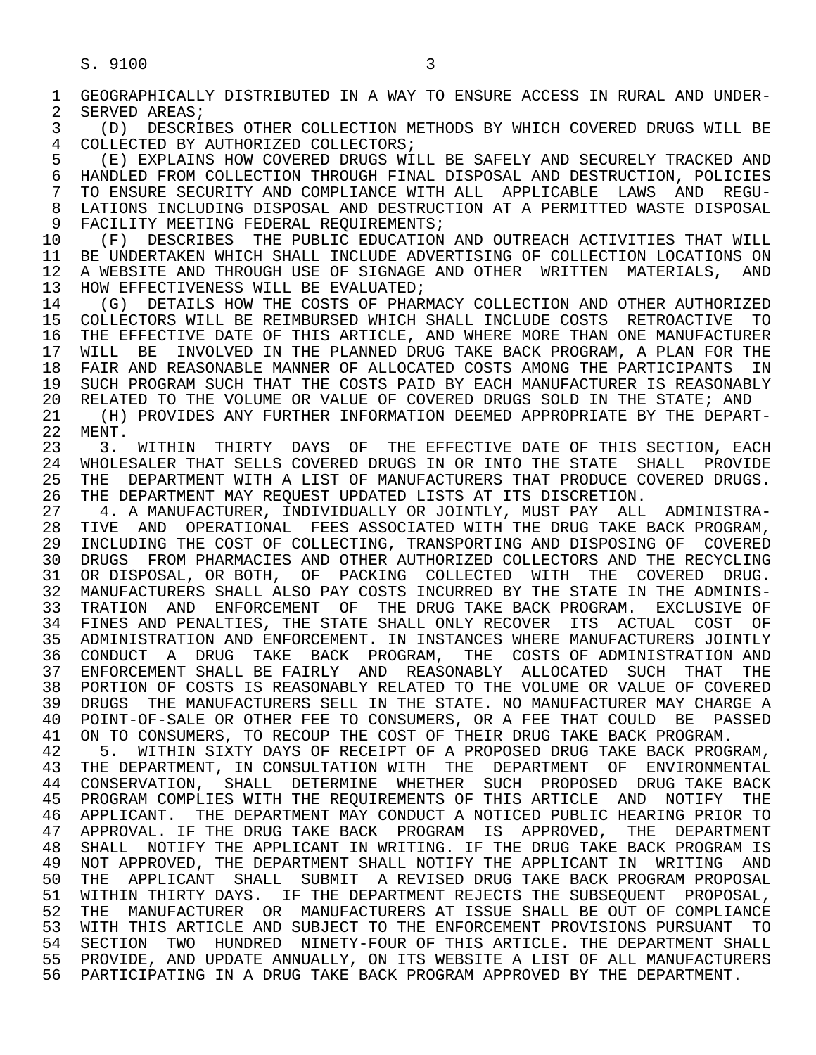GEOGRAPHICALLY DISTRIBUTED IN A WAY TO ENSURE ACCESS IN RURAL AND UNDER-SERVED AREAS;

(D) DESCRIBES OTHER COLLECTION METHODS BY WHICH COVERED DRUGS WILL BE COLLECTED BY AUTHORIZED COLLECTORS;

(E) EXPLAINS HOW COVERED DRUGS WILL BE SAFELY AND SECURELY TRACKED AND HANDLED FROM COLLECTION THROUGH FINAL DISPOSAL AND DESTRUCTION, POLICIES TO ENSURE SECURITY AND COMPLIANCE WITH ALL APPLICABLE LAWS AND REGULATIONS INCLUDING DISPOSAL AND DESTRUCTION AT A PERMITTED WASTE DISPOSAL FACILITY MEETING FEDERAL REQUIREMENTS;

(F) DESCRIBES THE PUBLIC EDUCATION AND OUTREACH ACTIVITIES THAT WILL BE UNDERTAKEN WHICH SHALL INCLUDE ADVERTISING OF COLLECTION LOCATIONS ON A WEBSITE AND THROUGH USE OF SIGNAGE AND OTHER WRITTEN MATERIALS, AND HOW EFFECTIVENESS WILL BE EVALUATED;

(G) DETAILS HOW THE COSTS OF PHARMACY COLLECTION AND OTHER AUTHORIZED COLLECTORS WILL BE REIMBURSED WHICH SHALL INCLUDE COSTS RETROACTIVE TO THE EFFECTIVE DATE OF THIS ARTICLE, AND WHERE MORE THAN ONE MANUFACTURER WILL BE INVOLVED IN THE PLANNED DRUG TAKE BACK PROGRAM, A PLAN FOR THE FAIR AND REASONABLE MANNER OF ALLOCATED COSTS AMONG THE PARTICIPANTS IN SUCH PROGRAM SUCH THAT THE COSTS PAID BY EACH MANUFACTURER IS REASONABLY RELATED TO THE VOLUME OR VALUE OF COVERED DRUGS SOLD IN THE STATE; AND

(H) PROVIDES ANY FURTHER INFORMATION DEEMED APPROPRIATE BY THE DEPARTMENT.

3. WITHIN THIRTY DAYS OF THE EFFECTIVE DATE OF THIS SECTION, EACH WHOLESALER THAT SELLS COVERED DRUGS IN OR INTO THE STATE SHALL PROVIDE THE DEPARTMENT WITH A LIST OF MANUFACTURERS THAT PRODUCE COVERED DRUGS. THE DEPARTMENT MAY REQUEST UPDATED LISTS AT ITS DISCRETION.

4. A MANUFACTURER, INDIVIDUALLY OR JOINTLY, MUST PAY ALL ADMINISTRATIVE AND OPERATIONAL FEES ASSOCIATED WITH THE DRUG TAKE BACK PROGRAM, INCLUDING THE COST OF COLLECTING, TRANSPORTING AND DISPOSING OF COVERED DRUGS FROM PHARMACIES AND OTHER AUTHORIZED COLLECTORS AND THE RECYCLING OR DISPOSAL, OR BOTH, OF PACKING COLLECTED WITH THE COVERED DRUG. MANUFACTURERS SHALL ALSO PAY COSTS INCURRED BY THE STATE IN THE ADMINISTRATION AND ENFORCEMENT OF THE DRUG TAKE BACK PROGRAM. EXCLUSIVE OF FINES AND PENALTIES, THE STATE SHALL ONLY RECOVER ITS ACTUAL COST OF ADMINISTRATION AND ENFORCEMENT. IN INSTANCES WHERE MANUFACTURERS JOINTLY CONDUCT A DRUG TAKE BACK PROGRAM, THE COSTS OF ADMINISTRATION AND ENFORCEMENT SHALL BE FAIRLY AND REASONABLY ALLOCATED SUCH THAT THE PORTION OF COSTS IS REASONABLY RELATED TO THE VOLUME OR VALUE OF COVERED DRUGS THE MANUFACTURERS SELL IN THE STATE. NO MANUFACTURER MAY CHARGE A POINT-OF-SALE OR OTHER FEE TO CONSUMERS, OR A FEE THAT COULD BE PASSED ON TO CONSUMERS, TO RECOUP THE COST OF THEIR DRUG TAKE BACK PROGRAM.

5. WITHIN SIXTY DAYS OF RECEIPT OF A PROPOSED DRUG TAKE BACK PROGRAM, THE DEPARTMENT, IN CONSULTATION WITH THE DEPARTMENT OF ENVIRONMENTAL CONSERVATION, SHALL DETERMINE WHETHER SUCH PROPOSED DRUG TAKE BACK PROGRAM COMPLIES WITH THE REQUIREMENTS OF THIS ARTICLE AND NOTIFY THE APPLICANT. THE DEPARTMENT MAY CONDUCT A NOTICED PUBLIC HEARING PRIOR TO APPROVAL. IF THE DRUG TAKE BACK PROGRAM IS APPROVED, THE DEPARTMENT SHALL NOTIFY THE APPLICANT IN WRITING. IF THE DRUG TAKE BACK PROGRAM IS NOT APPROVED, THE DEPARTMENT SHALL NOTIFY THE APPLICANT IN WRITING AND THE APPLICANT SHALL SUBMIT A REVISED DRUG TAKE BACK PROGRAM PROPOSAL WITHIN THIRTY DAYS. IF THE DEPARTMENT REJECTS THE SUBSEQUENT PROPOSAL, THE MANUFACTURER OR MANUFACTURERS AT ISSUE SHALL BE OUT OF COMPLIANCE WITH THIS ARTICLE AND SUBJECT TO THE ENFORCEMENT PROVISIONS PURSUANT TO SECTION TWO HUNDRED NINETY-FOUR OF THIS ARTICLE. THE DEPARTMENT SHALL PROVIDE, AND UPDATE ANNUALLY, ON ITS WEBSITE A LIST OF ALL MANUFACTURERS PARTICIPATING IN A DRUG TAKE BACK PROGRAM APPROVED BY THE DEPARTMENT.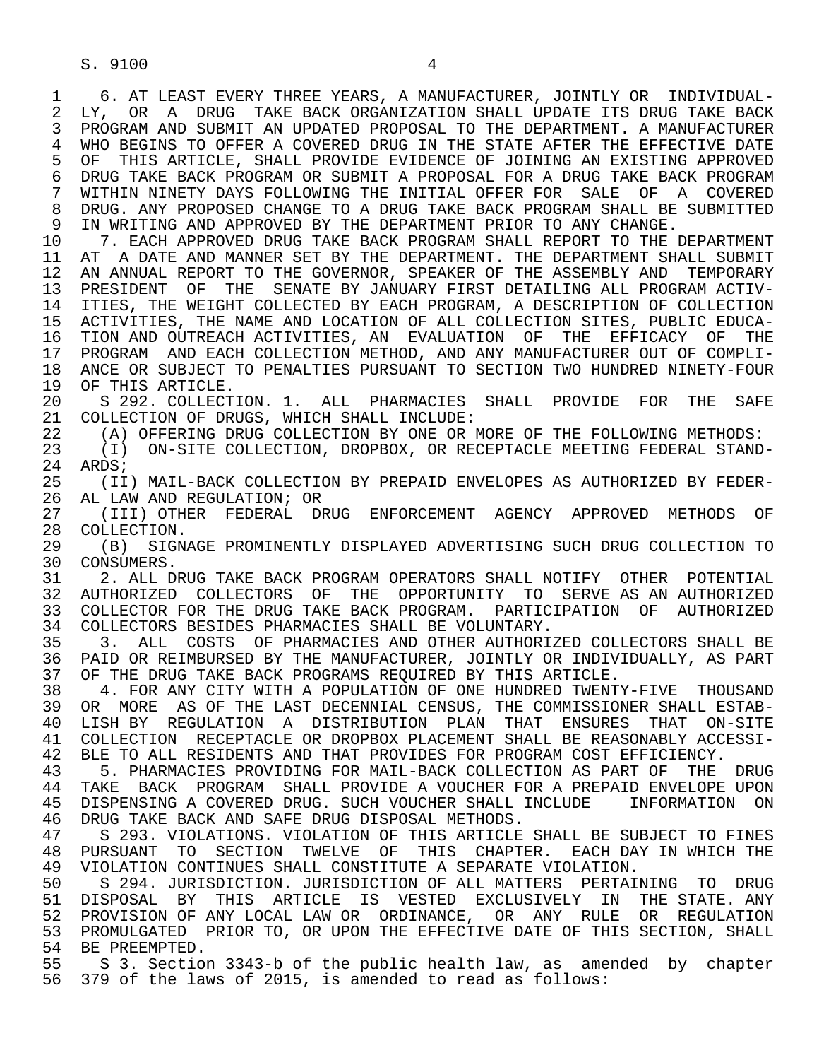6. AT LEAST EVERY THREE YEARS, A MANUFACTURER, JOINTLY OR INDIVIDUALLY, OR A DRUG TAKE BACK ORGANIZATION SHALL UPDATE ITS DRUG TAKE BACK PROGRAM AND SUBMIT AN UPDATED PROPOSAL TO THE DEPARTMENT. A MANUFACTURER WHO BEGINS TO OFFER A COVERED DRUG IN THE STATE AFTER THE EFFECTIVE DATE OF THIS ARTICLE, SHALL PROVIDE EVIDENCE OF JOINING AN EXISTING APPROVED DRUG TAKE BACK PROGRAM OR SUBMIT A PROPOSAL FOR A DRUG TAKE BACK PROGRAM WITHIN NINETY DAYS FOLLOWING THE INITIAL OFFER FOR SALE OF A COVERED DRUG. ANY PROPOSED CHANGE TO A DRUG TAKE BACK PROGRAM SHALL BE SUBMITTED IN WRITING AND APPROVED BY THE DEPARTMENT PRIOR TO ANY CHANGE.

7. EACH APPROVED DRUG TAKE BACK PROGRAM SHALL REPORT TO THE DEPARTMENT AT A DATE AND MANNER SET BY THE DEPARTMENT. THE DEPARTMENT SHALL SUBMIT AN ANNUAL REPORT TO THE GOVERNOR, SPEAKER OF THE ASSEMBLY AND TEMPORARY PRESIDENT OF THE SENATE BY JANUARY FIRST DETAILING ALL PROGRAM ACTIVITIES, THE WEIGHT COLLECTED BY EACH PROGRAM, A DESCRIPTION OF COLLECTION ACTIVITIES, THE NAME AND LOCATION OF ALL COLLECTION SITES, PUBLIC EDUCATION AND OUTREACH ACTIVITIES, AN EVALUATION OF THE EFFICACY OF THE PROGRAM AND EACH COLLECTION METHOD, AND ANY MANUFACTURER OUT OF COMPLIANCE OR SUBJECT TO PENALTIES PURSUANT TO SECTION TWO HUNDRED NINETY-FOUR OF THIS ARTICLE.

S 292. COLLECTION. 1. ALL PHARMACIES SHALL PROVIDE FOR THE SAFE COLLECTION OF DRUGS, WHICH SHALL INCLUDE:

(A) OFFERING DRUG COLLECTION BY ONE OR MORE OF THE FOLLOWING METHODS:

(I) ON-SITE COLLECTION, DROPBOX, OR RECEPTACLE MEETING FEDERAL STANDARDS;

(II) MAIL-BACK COLLECTION BY PREPAID ENVELOPES AS AUTHORIZED BY FEDERAL LAW AND REGULATION; OR

(III) OTHER FEDERAL DRUG ENFORCEMENT AGENCY APPROVED METHODS OF COLLECTION.

(B) SIGNAGE PROMINENTLY DISPLAYED ADVERTISING SUCH DRUG COLLECTION TO CONSUMERS.

2. ALL DRUG TAKE BACK PROGRAM OPERATORS SHALL NOTIFY OTHER POTENTIAL AUTHORIZED COLLECTORS OF THE OPPORTUNITY TO SERVE AS AN AUTHORIZED COLLECTOR FOR THE DRUG TAKE BACK PROGRAM. PARTICIPATION OF AUTHORIZED COLLECTORS BESIDES PHARMACIES SHALL BE VOLUNTARY.

3. ALL COSTS OF PHARMACIES AND OTHER AUTHORIZED COLLECTORS SHALL BE PAID OR REIMBURSED BY THE MANUFACTURER, JOINTLY OR INDIVIDUALLY, AS PART OF THE DRUG TAKE BACK PROGRAMS REQUIRED BY THIS ARTICLE.

4. FOR ANY CITY WITH A POPULATION OF ONE HUNDRED TWENTY-FIVE THOUSAND OR MORE AS OF THE LAST DECENNIAL CENSUS, THE COMMISSIONER SHALL ESTABLISH BY REGULATION A DISTRIBUTION PLAN THAT ENSURES THAT ON-SITE COLLECTION RECEPTACLE OR DROPBOX PLACEMENT SHALL BE REASONABLY ACCESSIBLE TO ALL RESIDENTS AND THAT PROVIDES FOR PROGRAM COST EFFICIENCY.

5. PHARMACIES PROVIDING FOR MAIL-BACK COLLECTION AS PART OF THE DRUG TAKE BACK PROGRAM SHALL PROVIDE A VOUCHER FOR A PREPAID ENVELOPE UPON DISPENSING A COVERED DRUG. SUCH VOUCHER SHALL INCLUDE INFORMATION ON DRUG TAKE BACK AND SAFE DRUG DISPOSAL METHODS.

S 293. VIOLATIONS. VIOLATION OF THIS ARTICLE SHALL BE SUBJECT TO FINES PURSUANT TO SECTION TWELVE OF THIS CHAPTER. EACH DAY IN WHICH THE VIOLATION CONTINUES SHALL CONSTITUTE A SEPARATE VIOLATION.

S 294. JURISDICTION. JURISDICTION OF ALL MATTERS PERTAINING TO DRUG DISPOSAL BY THIS ARTICLE IS VESTED EXCLUSIVELY IN THE STATE. ANY PROVISION OF ANY LOCAL LAW OR ORDINANCE, OR ANY RULE OR REGULATION PROMULGATED PRIOR TO, OR UPON THE EFFECTIVE DATE OF THIS SECTION, SHALL BE PREEMPTED.

S 3. Section 3343-b of the public health law, as amended by chapter 379 of the laws of 2015, is amended to read as follows: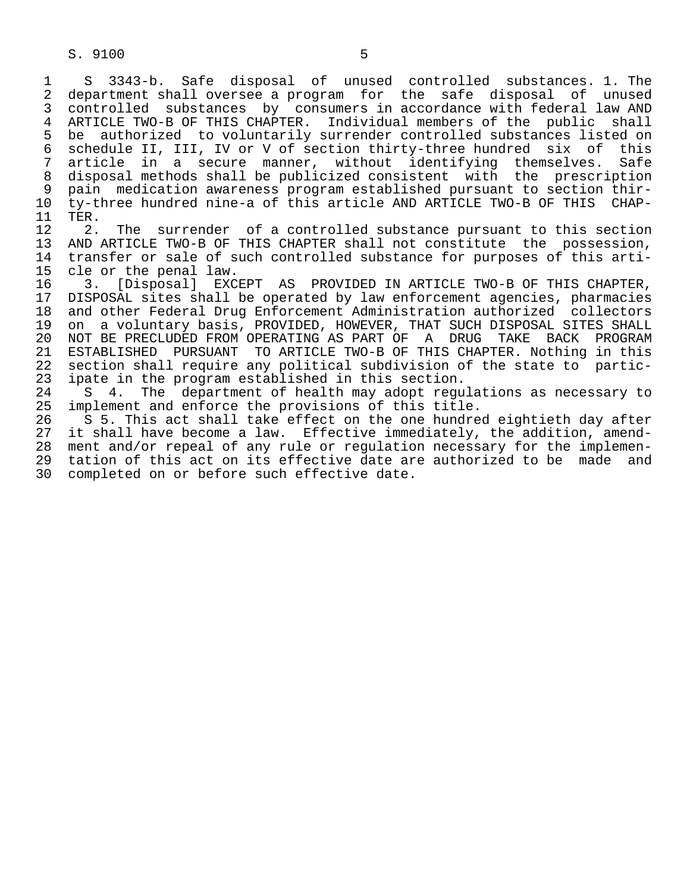S 3343-b. Safe disposal of unused controlled substances. 1. The department shall oversee a program for the safe disposal of unused controlled substances by consumers in accordance with federal law AND ARTICLE TWO-B OF THIS CHAPTER. Individual members of the public shall be authorized to voluntarily surrender controlled substances listed on schedule II, III, IV or V of section thirty-three hundred six of this article in a secure manner, without identifying themselves. Safe disposal methods shall be publicized consistent with the prescription pain medication awareness program established pursuant to section thirty-three hundred nine-a of this article AND ARTICLE TWO-B OF THIS CHAPTER.

2. The surrender of a controlled substance pursuant to this section AND ARTICLE TWO-B OF THIS CHAPTER shall not constitute the possession, transfer or sale of such controlled substance for purposes of this article or the penal law.

3. [Disposal] EXCEPT AS PROVIDED IN ARTICLE TWO-B OF THIS CHAPTER, DISPOSAL sites shall be operated by law enforcement agencies, pharmacies and other Federal Drug Enforcement Administration authorized collectors on a voluntary basis, PROVIDED, HOWEVER, THAT SUCH DISPOSAL SITES SHALL NOT BE PRECLUDED FROM OPERATING AS PART OF A DRUG TAKE BACK PROGRAM ESTABLISHED PURSUANT TO ARTICLE TWO-B OF THIS CHAPTER. Nothing in this section shall require any political subdivision of the state to participate in the program established in this section.

S 4. The department of health may adopt regulations as necessary to implement and enforce the provisions of this title.

S 5. This act shall take effect on the one hundred eightieth day after it shall have become a law. Effective immediately, the addition, amendment and/or repeal of any rule or regulation necessary for the implementation of this act on its effective date are authorized to be made and completed on or before such effective date.